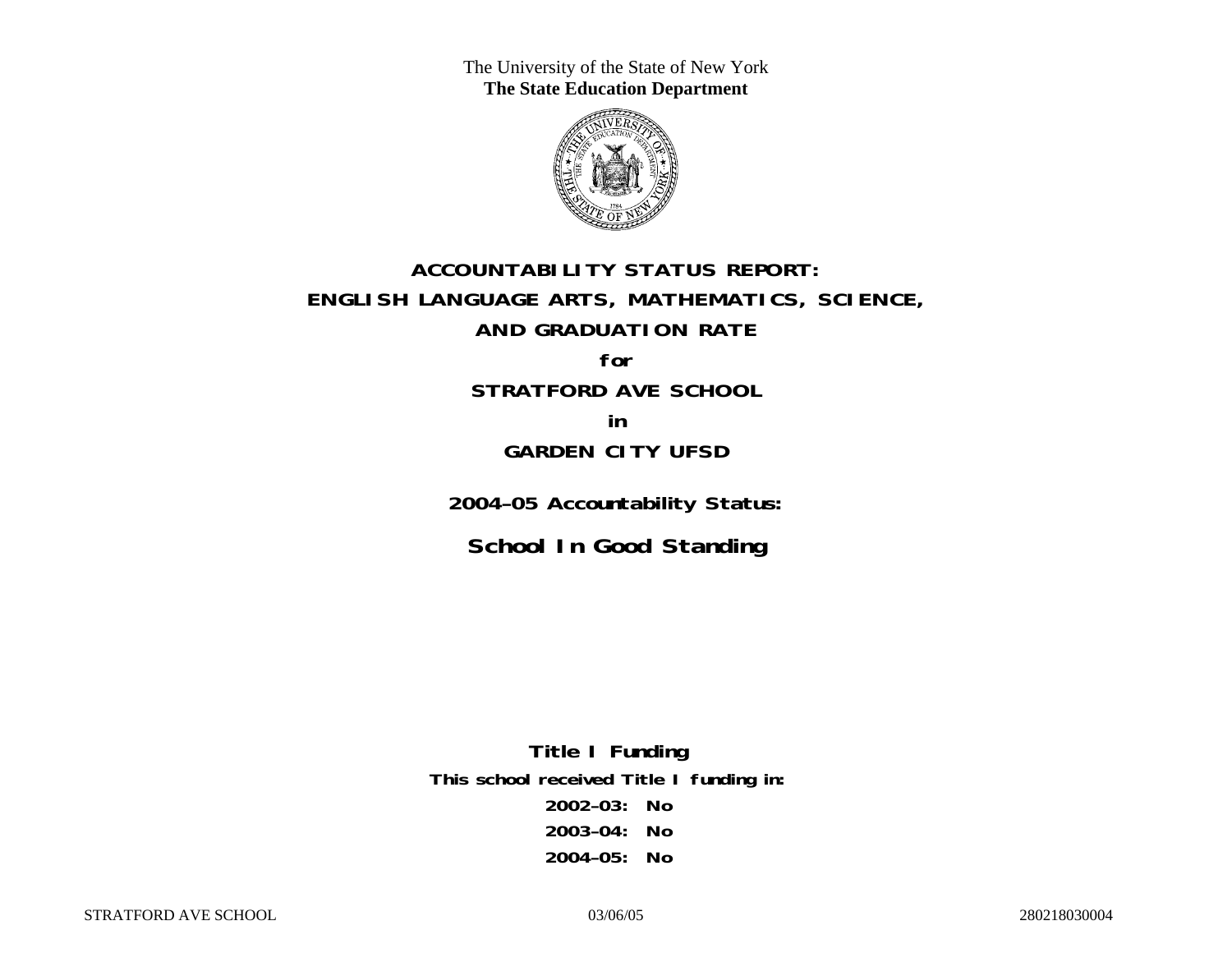The University of the State of New York
**The State Education Department**

# ACCOUNTABILITY STATUS REPORT:
# ENGLISH LANGUAGE ARTS, MATHEMATICS, SCIENCE,
# AND GRADUATION RATE

**for**

## STRATFORD AVE SCHOOL

**in**

## GARDEN CITY UFSD

**2004–05 Accountability Status:**

## School In Good Standing

**Title I Funding**

**This school received Title I funding in:**

**2002–03: No**

**2003–04: No**

**2004–05: No**

STRATFORD AVE SCHOOL 03/06/05 280218030004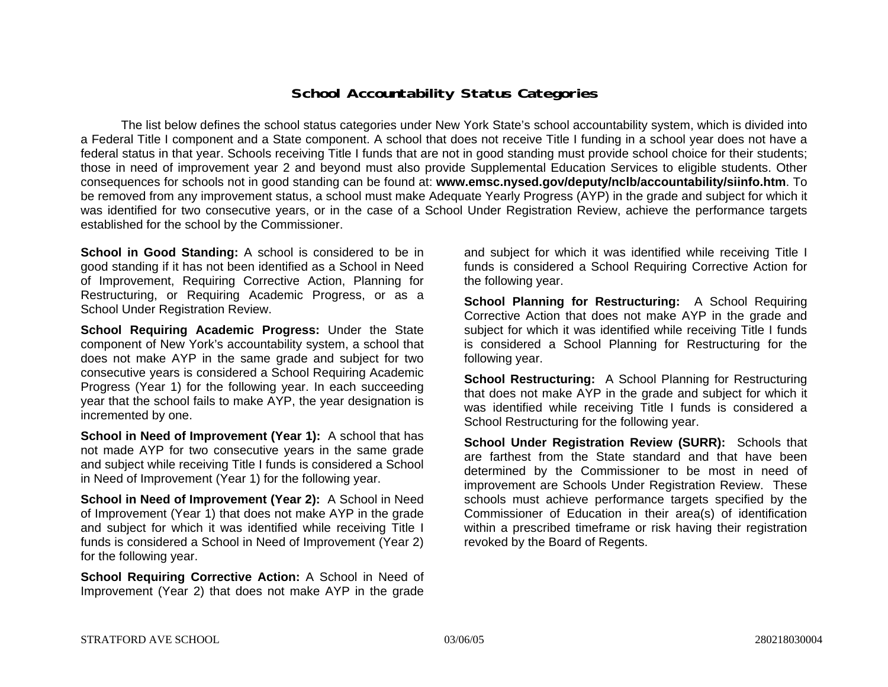## School Accountability Status Categories

The list below defines the school status categories under New York State's school accountability system, which is divided into a Federal Title I component and a State component. A school that does not receive Title I funding in a school year does not have a federal status in that year. Schools receiving Title I funds that are not in good standing must provide school choice for their students; those in need of improvement year 2 and beyond must also provide Supplemental Education Services to eligible students. Other consequences for schools not in good standing can be found at: **www.emsc.nysed.gov/deputy/nclb/accountability/siinfo.htm**. To be removed from any improvement status, a school must make Adequate Yearly Progress (AYP) in the grade and subject for which it was identified for two consecutive years, or in the case of a School Under Registration Review, achieve the performance targets established for the school by the Commissioner.

**School in Good Standing:** A school is considered to be in good standing if it has not been identified as a School in Need of Improvement, Requiring Corrective Action, Planning for Restructuring, or Requiring Academic Progress, or as a School Under Registration Review.

**School Requiring Academic Progress:** Under the State component of New York's accountability system, a school that does not make AYP in the same grade and subject for two consecutive years is considered a School Requiring Academic Progress (Year 1) for the following year. In each succeeding year that the school fails to make AYP, the year designation is incremented by one.

**School in Need of Improvement (Year 1):** A school that has not made AYP for two consecutive years in the same grade and subject while receiving Title I funds is considered a School in Need of Improvement (Year 1) for the following year.

**School in Need of Improvement (Year 2):** A School in Need of Improvement (Year 1) that does not make AYP in the grade and subject for which it was identified while receiving Title I funds is considered a School in Need of Improvement (Year 2) for the following year.

**School Requiring Corrective Action:** A School in Need of Improvement (Year 2) that does not make AYP in the grade and subject for which it was identified while receiving Title I funds is considered a School Requiring Corrective Action for the following year.

**School Planning for Restructuring:** A School Requiring Corrective Action that does not make AYP in the grade and subject for which it was identified while receiving Title I funds is considered a School Planning for Restructuring for the following year.

**School Restructuring:** A School Planning for Restructuring that does not make AYP in the grade and subject for which it was identified while receiving Title I funds is considered a School Restructuring for the following year.

**School Under Registration Review (SURR):** Schools that are farthest from the State standard and that have been determined by the Commissioner to be most in need of improvement are Schools Under Registration Review. These schools must achieve performance targets specified by the Commissioner of Education in their area(s) of identification within a prescribed timeframe or risk having their registration revoked by the Board of Regents.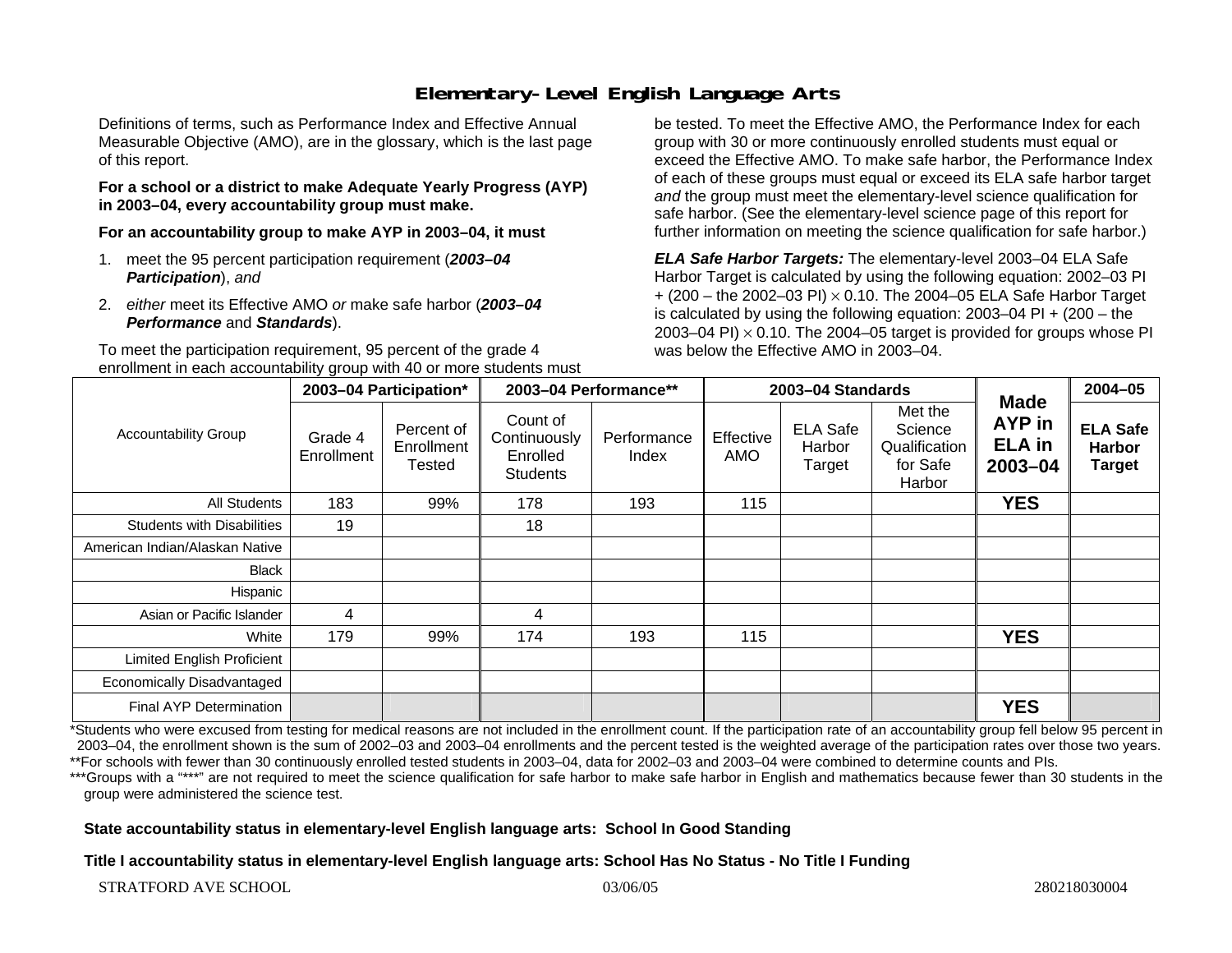# Elementary-Level English Language Arts

Definitions of terms, such as Performance Index and Effective Annual Measurable Objective (AMO), are in the glossary, which is the last page of this report.

**For a school or a district to make Adequate Yearly Progress (AYP) in 2003–04, every accountability group must make.**

**For an accountability group to make AYP in 2003–04, it must**

1. meet the 95 percent participation requirement (***2003–04 Participation***), *and*
2. *either* meet its Effective AMO *or* make safe harbor (***2003–04 Performance*** and ***Standards***).

To meet the participation requirement, 95 percent of the grade 4 enrollment in each accountability group with 40 or more students must be tested. To meet the Effective AMO, the Performance Index for each group with 30 or more continuously enrolled students must equal or exceed the Effective AMO. To make safe harbor, the Performance Index of each of these groups must equal or exceed its ELA safe harbor target *and* the group must meet the elementary-level science qualification for safe harbor. (See the elementary-level science page of this report for further information on meeting the science qualification for safe harbor.)

***ELA Safe Harbor Targets:*** The elementary-level 2003–04 ELA Safe Harbor Target is calculated by using the following equation: 2002–03 PI + (200 – the 2002–03 PI) $\times$ 0.10. The 2004–05 ELA Safe Harbor Target is calculated by using the following equation: 2003–04 PI + (200 – the 2003–04 PI) $\times$ 0.10. The 2004–05 target is provided for groups whose PI was below the Effective AMO in 2003–04.

| Accountability Group | 2003–04 Participation* | | 2003–04 Performance** | | 2003–04 Standards | | | Made AYP in ELA in 2003–04 | 2004–05 |
|---|---|---|---|---|---|---|---|---|---|
| | Grade 4 Enrollment | Percent of Enrollment Tested | Count of Continuously Enrolled Students | Performance Index | Effective AMO | ELA Safe Harbor Target | Met the Science Qualification for Safe Harbor | | ELA Safe Harbor Target |
| All Students | 183 | 99% | 178 | 193 | 115 | | | **YES** | |
| Students with Disabilities | 19 | | 18 | | | | | | |
| American Indian/Alaskan Native | | | | | | | | | |
| Black | | | | | | | | | |
| Hispanic | | | | | | | | | |
| Asian or Pacific Islander | 4 | | 4 | | | | | | |
| White | 179 | 99% | 174 | 193 | 115 | | | **YES** | |
| Limited English Proficient | | | | | | | | | |
| Economically Disadvantaged | | | | | | | | | |
| Final AYP Determination | | | | | | | | **YES** | |

*Students who were excused from testing for medical reasons are not included in the enrollment count. If the participation rate of an accountability group fell below 95 percent in 2003–04, the enrollment shown is the sum of 2002–03 and 2003–04 enrollments and the percent tested is the weighted average of the participation rates over those two years.
**For schools with fewer than 30 continuously enrolled tested students in 2003–04, data for 2002–03 and 2003–04 were combined to determine counts and PIs.
***Groups with a "***" are not required to meet the science qualification for safe harbor to make safe harbor in English and mathematics because fewer than 30 students in the group were administered the science test.

**State accountability status in elementary-level English language arts: School In Good Standing**

**Title I accountability status in elementary-level English language arts: School Has No Status - No Title I Funding**

STRATFORD AVE SCHOOL 03/06/05 280218030004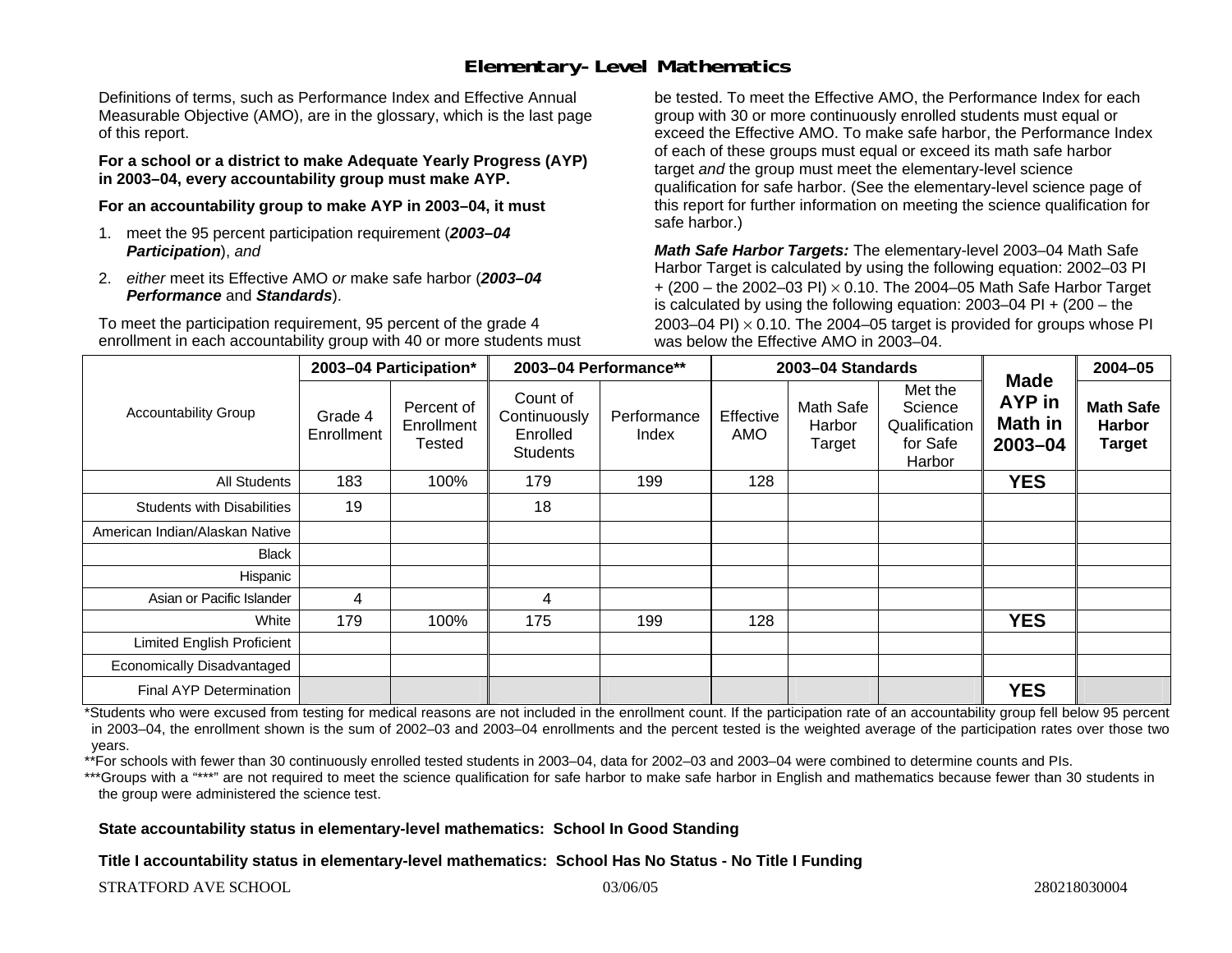# Elementary-Level Mathematics

Definitions of terms, such as Performance Index and Effective Annual Measurable Objective (AMO), are in the glossary, which is the last page of this report.

**For a school or a district to make Adequate Yearly Progress (AYP) in 2003–04, every accountability group must make AYP.**

**For an accountability group to make AYP in 2003–04, it must**

1. meet the 95 percent participation requirement (***2003–04 Participation***), *and*
2. *either* meet its Effective AMO *or* make safe harbor (***2003–04 Performance*** and ***Standards***).

To meet the participation requirement, 95 percent of the grade 4 enrollment in each accountability group with 40 or more students must be tested. To meet the Effective AMO, the Performance Index for each group with 30 or more continuously enrolled students must equal or exceed the Effective AMO. To make safe harbor, the Performance Index of each of these groups must equal or exceed its math safe harbor target *and* the group must meet the elementary-level science qualification for safe harbor. (See the elementary-level science page of this report for further information on meeting the science qualification for safe harbor.)

***Math Safe Harbor Targets:*** The elementary-level 2003–04 Math Safe Harbor Target is calculated by using the following equation: 2002–03 PI + (200 – the 2002–03 PI) $\times$ 0.10. The 2004–05 Math Safe Harbor Target is calculated by using the following equation: 2003–04 PI + (200 – the 2003–04 PI) $\times$ 0.10. The 2004–05 target is provided for groups whose PI was below the Effective AMO in 2003–04.

| Accountability Group | 2003–04 Participation* | | 2003–04 Performance** | | 2003–04 Standards | | | Made AYP in Math in 2003–04 | 2004–05 |
|---|---|---|---|---|---|---|---|---|---|
| | Grade 4 Enrollment | Percent of Enrollment Tested | Count of Continuously Enrolled Students | Performance Index | Effective AMO | Math Safe Harbor Target | Met the Science Qualification for Safe Harbor | | Math Safe Harbor Target |
| All Students | 183 | 100% | 179 | 199 | 128 | | | **YES** | |
| Students with Disabilities | 19 | | 18 | | | | | | |
| American Indian/Alaskan Native | | | | | | | | | |
| Black | | | | | | | | | |
| Hispanic | | | | | | | | | |
| Asian or Pacific Islander | 4 | | 4 | | | | | | |
| White | 179 | 100% | 175 | 199 | 128 | | | **YES** | |
| Limited English Proficient | | | | | | | | | |
| Economically Disadvantaged | | | | | | | | | |
| Final AYP Determination | | | | | | | | **YES** | |

*Students who were excused from testing for medical reasons are not included in the enrollment count. If the participation rate of an accountability group fell below 95 percent in 2003–04, the enrollment shown is the sum of 2002–03 and 2003–04 enrollments and the percent tested is the weighted average of the participation rates over those two years.

**For schools with fewer than 30 continuously enrolled tested students in 2003–04, data for 2002–03 and 2003–04 were combined to determine counts and PIs.

***Groups with a "***" are not required to meet the science qualification for safe harbor to make safe harbor in English and mathematics because fewer than 30 students in the group were administered the science test.

**State accountability status in elementary-level mathematics: School In Good Standing**

**Title I accountability status in elementary-level mathematics: School Has No Status - No Title I Funding**

STRATFORD AVE SCHOOL 03/06/05 280218030004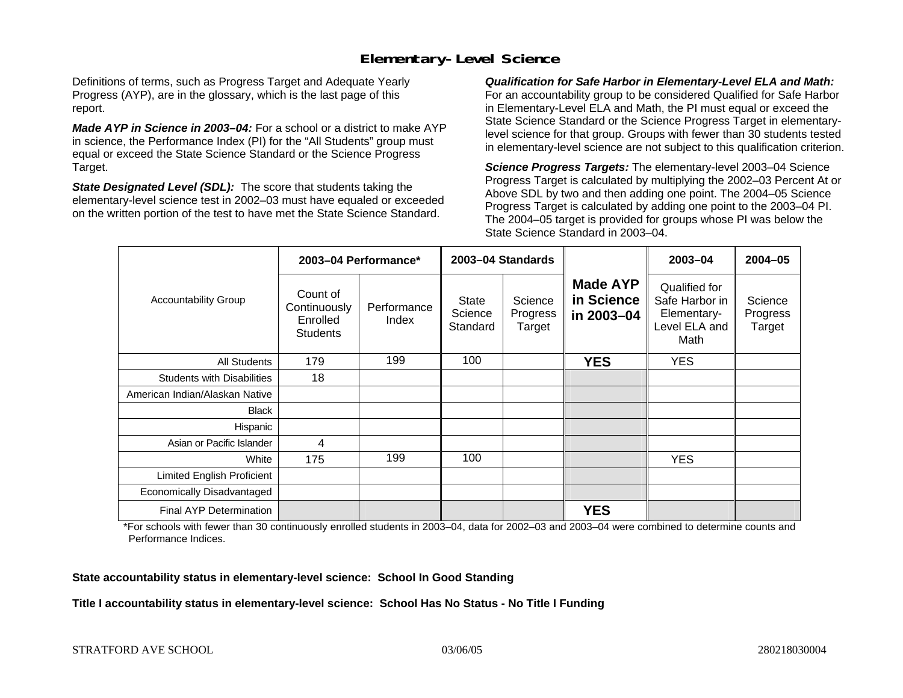# Elementary-Level Science

Definitions of terms, such as Progress Target and Adequate Yearly Progress (AYP), are in the glossary, which is the last page of this report.

***Made AYP in Science in 2003–04:*** For a school or a district to make AYP in science, the Performance Index (PI) for the "All Students" group must equal or exceed the State Science Standard or the Science Progress Target.

***State Designated Level (SDL):*** The score that students taking the elementary-level science test in 2002–03 must have equaled or exceeded on the written portion of the test to have met the State Science Standard.

***Qualification for Safe Harbor in Elementary-Level ELA and Math:*** For an accountability group to be considered Qualified for Safe Harbor in Elementary-Level ELA and Math, the PI must equal or exceed the State Science Standard or the Science Progress Target in elementary-level science for that group. Groups with fewer than 30 students tested in elementary-level science are not subject to this qualification criterion.

***Science Progress Targets:*** The elementary-level 2003–04 Science Progress Target is calculated by multiplying the 2002–03 Percent At or Above SDL by two and then adding one point. The 2004–05 Science Progress Target is calculated by adding one point to the 2003–04 PI. The 2004–05 target is provided for groups whose PI was below the State Science Standard in 2003–04.

| Accountability Group | 2003–04 Performance* | | 2003–04 Standards | | Made AYP in Science in 2003–04 | 2003–04 | 2004–05 |
|---|---|---|---|---|---|---|---|
| | Count of Continuously Enrolled Students | Performance Index | State Science Standard | Science Progress Target | | Qualified for Safe Harbor in Elementary-Level ELA and Math | Science Progress Target |
| All Students | 179 | 199 | 100 | | **YES** | YES | |
| Students with Disabilities | 18 | | | | | | |
| American Indian/Alaskan Native | | | | | | | |
| Black | | | | | | | |
| Hispanic | | | | | | | |
| Asian or Pacific Islander | 4 | | | | | | |
| White | 175 | 199 | 100 | | | YES | |
| Limited English Proficient | | | | | | | |
| Economically Disadvantaged | | | | | | | |
| Final AYP Determination | | | | | **YES** | | |

*For schools with fewer than 30 continuously enrolled students in 2003–04, data for 2002–03 and 2003–04 were combined to determine counts and Performance Indices.

**State accountability status in elementary-level science: School In Good Standing**

**Title I accountability status in elementary-level science: School Has No Status - No Title I Funding**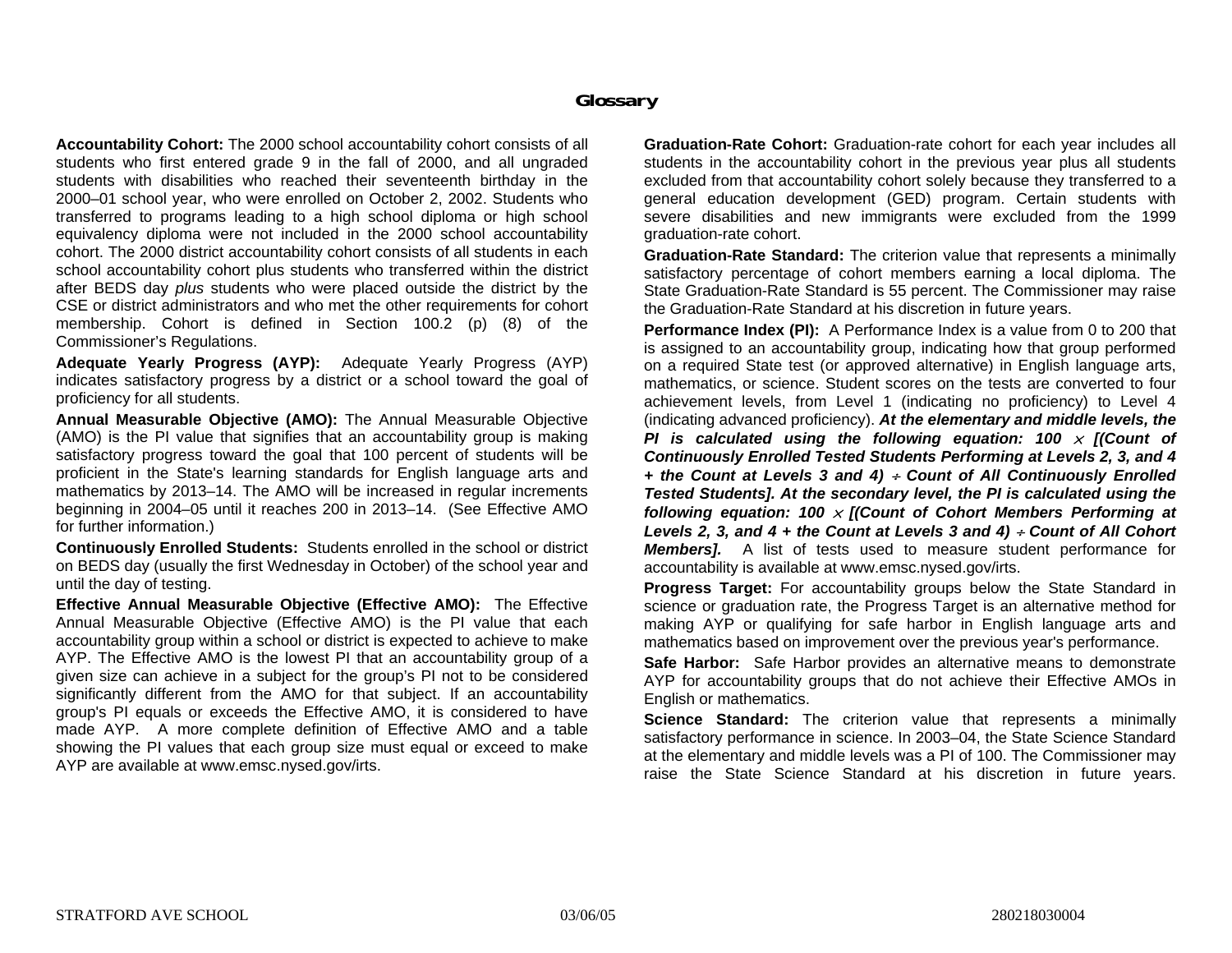## Glossary

**Accountability Cohort:** The 2000 school accountability cohort consists of all students who first entered grade 9 in the fall of 2000, and all ungraded students with disabilities who reached their seventeenth birthday in the 2000–01 school year, who were enrolled on October 2, 2002. Students who transferred to programs leading to a high school diploma or high school equivalency diploma were not included in the 2000 school accountability cohort. The 2000 district accountability cohort consists of all students in each school accountability cohort plus students who transferred within the district after BEDS day *plus* students who were placed outside the district by the CSE or district administrators and who met the other requirements for cohort membership. Cohort is defined in Section 100.2 (p) (8) of the Commissioner's Regulations.

**Adequate Yearly Progress (AYP):** Adequate Yearly Progress (AYP) indicates satisfactory progress by a district or a school toward the goal of proficiency for all students.

**Annual Measurable Objective (AMO):** The Annual Measurable Objective (AMO) is the PI value that signifies that an accountability group is making satisfactory progress toward the goal that 100 percent of students will be proficient in the State's learning standards for English language arts and mathematics by 2013–14. The AMO will be increased in regular increments beginning in 2004–05 until it reaches 200 in 2013–14. (See Effective AMO for further information.)

**Continuously Enrolled Students:** Students enrolled in the school or district on BEDS day (usually the first Wednesday in October) of the school year and until the day of testing.

**Effective Annual Measurable Objective (Effective AMO):** The Effective Annual Measurable Objective (Effective AMO) is the PI value that each accountability group within a school or district is expected to achieve to make AYP. The Effective AMO is the lowest PI that an accountability group of a given size can achieve in a subject for the group's PI not to be considered significantly different from the AMO for that subject. If an accountability group's PI equals or exceeds the Effective AMO, it is considered to have made AYP. A more complete definition of Effective AMO and a table showing the PI values that each group size must equal or exceed to make AYP are available at www.emsc.nysed.gov/irts.

**Graduation-Rate Cohort:** Graduation-rate cohort for each year includes all students in the accountability cohort in the previous year plus all students excluded from that accountability cohort solely because they transferred to a general education development (GED) program. Certain students with severe disabilities and new immigrants were excluded from the 1999 graduation-rate cohort.

**Graduation-Rate Standard:** The criterion value that represents a minimally satisfactory percentage of cohort members earning a local diploma. The State Graduation-Rate Standard is 55 percent. The Commissioner may raise the Graduation-Rate Standard at his discretion in future years.

**Performance Index (PI):** A Performance Index is a value from 0 to 200 that is assigned to an accountability group, indicating how that group performed on a required State test (or approved alternative) in English language arts, mathematics, or science. Student scores on the tests are converted to four achievement levels, from Level 1 (indicating no proficiency) to Level 4 (indicating advanced proficiency). ***At the elementary and middle levels, the PI is calculated using the following equation: 100 × [(Count of Continuously Enrolled Tested Students Performing at Levels 2, 3, and 4 + the Count at Levels 3 and 4) ÷ Count of All Continuously Enrolled Tested Students]. At the secondary level, the PI is calculated using the following equation: 100 × [(Count of Cohort Members Performing at Levels 2, 3, and 4 + the Count at Levels 3 and 4) ÷ Count of All Cohort Members].*** A list of tests used to measure student performance for accountability is available at www.emsc.nysed.gov/irts.

**Progress Target:** For accountability groups below the State Standard in science or graduation rate, the Progress Target is an alternative method for making AYP or qualifying for safe harbor in English language arts and mathematics based on improvement over the previous year's performance.

**Safe Harbor:** Safe Harbor provides an alternative means to demonstrate AYP for accountability groups that do not achieve their Effective AMOs in English or mathematics.

**Science Standard:** The criterion value that represents a minimally satisfactory performance in science. In 2003–04, the State Science Standard at the elementary and middle levels was a PI of 100. The Commissioner may raise the State Science Standard at his discretion in future years.